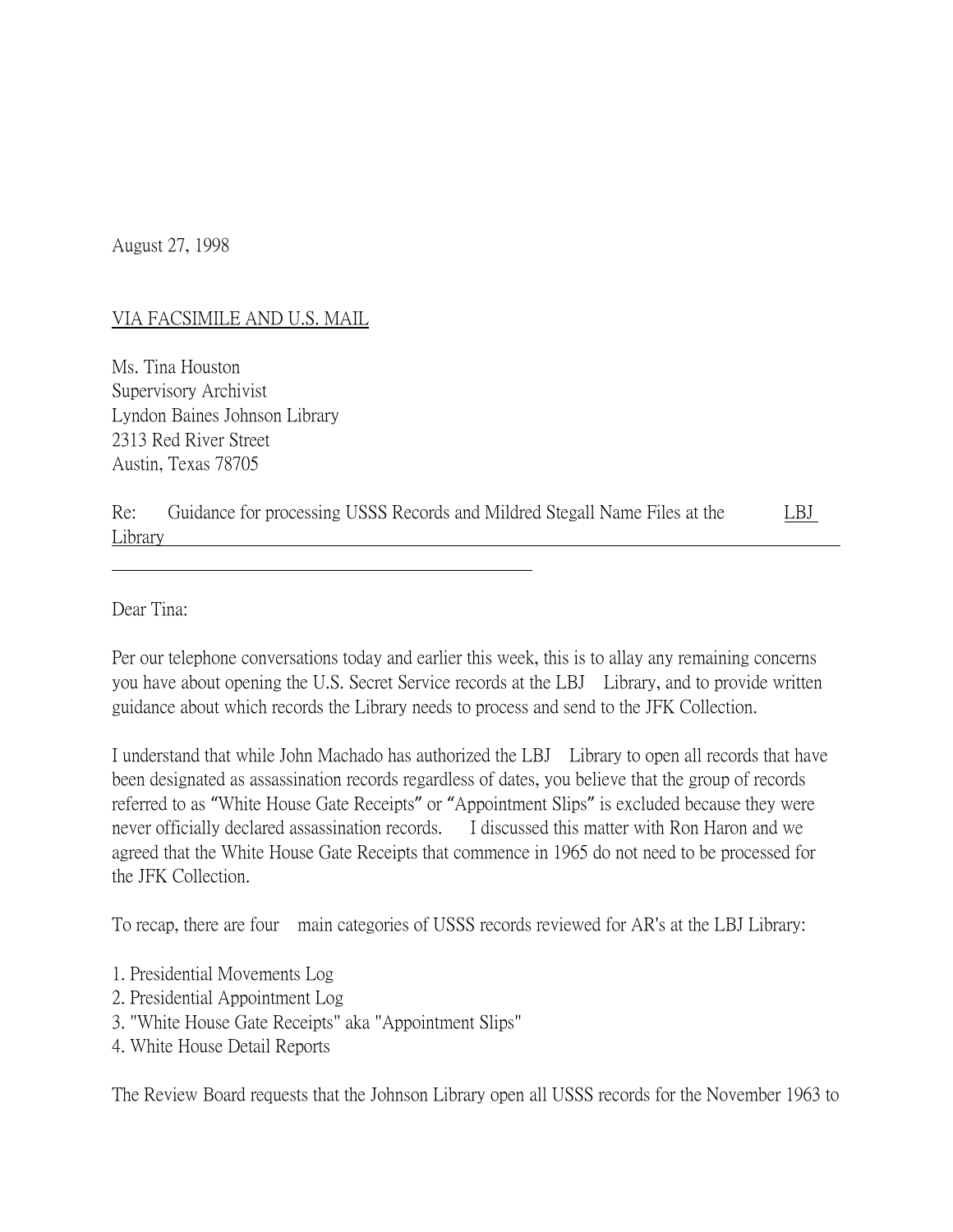August 27, 1998

VIA FACSIMILE AND U.S. MAIL

Ms. Tina Houston
Supervisory Archivist
Lyndon Baines Johnson Library
2313 Red River Street
Austin, Texas 78705

Re: Guidance for processing USSS Records and Mildred Stegall Name Files at the LBJ Library

Dear Tina:

Per our telephone conversations today and earlier this week, this is to allay any remaining concerns you have about opening the U.S. Secret Service records at the LBJ Library, and to provide written guidance about which records the Library needs to process and send to the JFK Collection.

I understand that while John Machado has authorized the LBJ Library to open all records that have been designated as assassination records regardless of dates, you believe that the group of records referred to as "White House Gate Receipts" or "Appointment Slips" is excluded because they were never officially declared assassination records. I discussed this matter with Ron Haron and we agreed that the White House Gate Receipts that commence in 1965 do not need to be processed for the JFK Collection.

To recap, there are four main categories of USSS records reviewed for AR's at the LBJ Library:

1. Presidential Movements Log
2. Presidential Appointment Log
3. "White House Gate Receipts" aka "Appointment Slips"
4. White House Detail Reports

The Review Board requests that the Johnson Library open all USSS records for the November 1963 to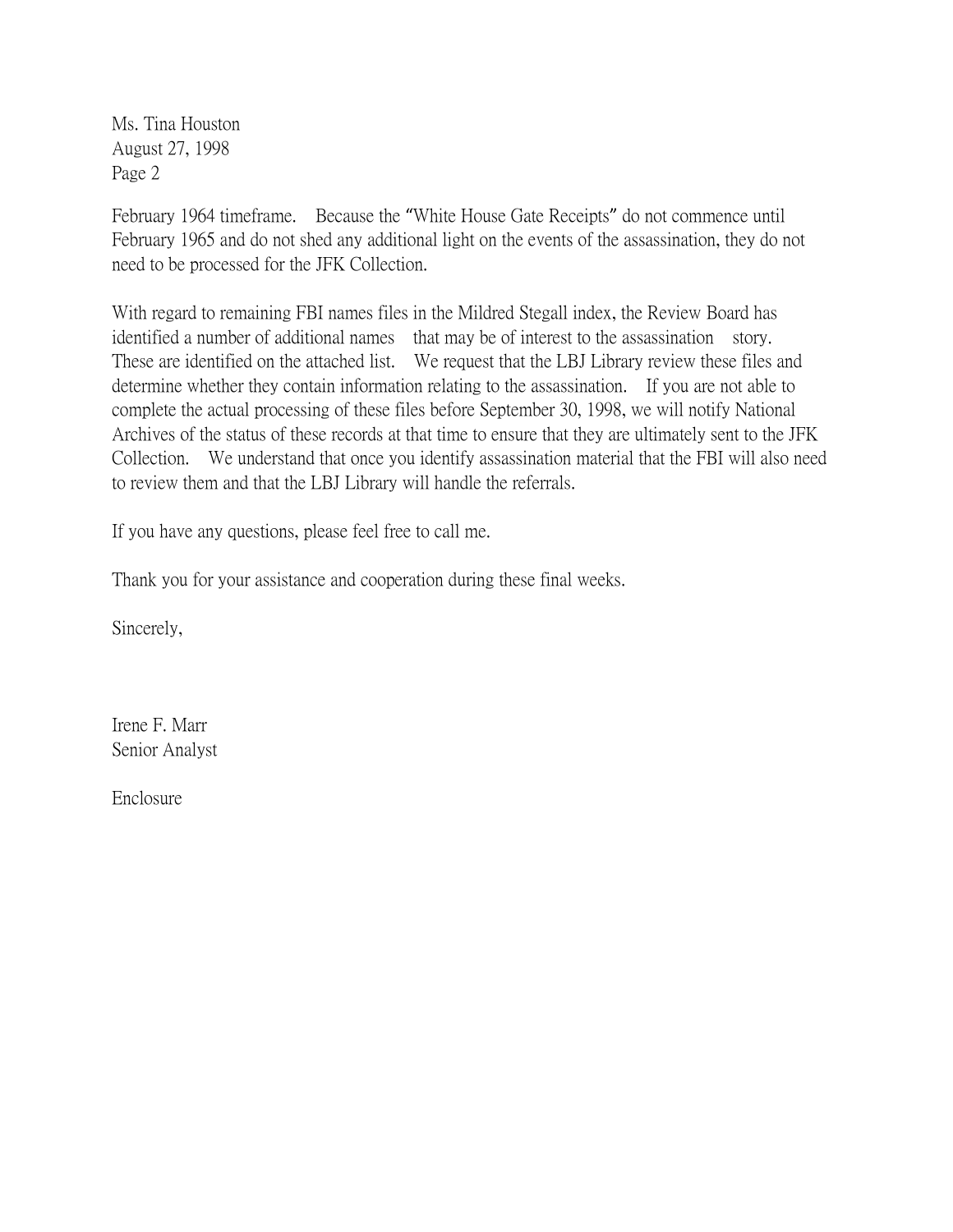Ms. Tina Houston
August 27, 1998
Page 2

February 1964 timeframe. Because the "White House Gate Receipts" do not commence until February 1965 and do not shed any additional light on the events of the assassination, they do not need to be processed for the JFK Collection.

With regard to remaining FBI names files in the Mildred Stegall index, the Review Board has identified a number of additional names that may be of interest to the assassination story. These are identified on the attached list. We request that the LBJ Library review these files and determine whether they contain information relating to the assassination. If you are not able to complete the actual processing of these files before September 30, 1998, we will notify National Archives of the status of these records at that time to ensure that they are ultimately sent to the JFK Collection. We understand that once you identify assassination material that the FBI will also need to review them and that the LBJ Library will handle the referrals.

If you have any questions, please feel free to call me.

Thank you for your assistance and cooperation during these final weeks.

Sincerely,

Irene F. Marr
Senior Analyst

Enclosure